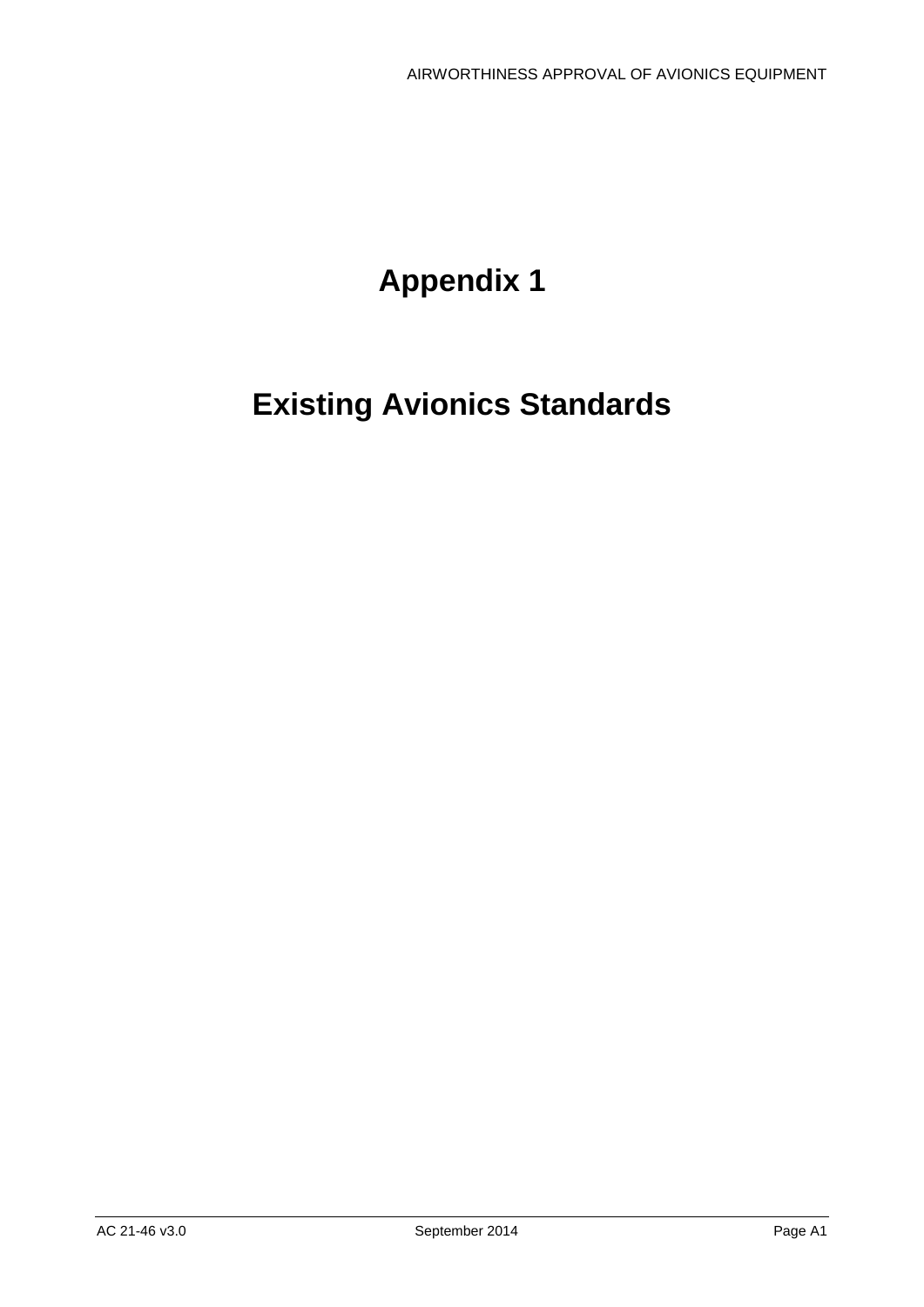# Appendix 1

# Existing Avionics Standards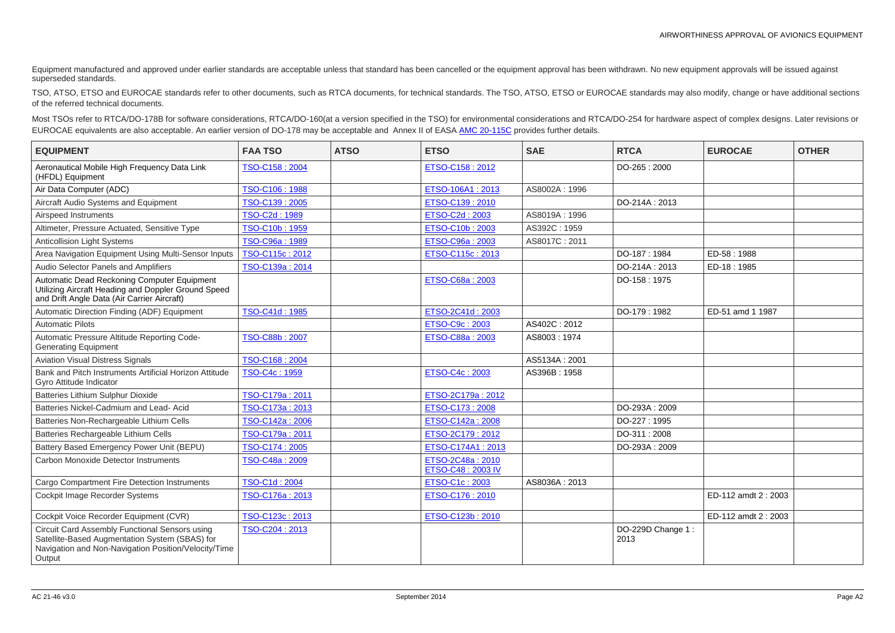Equipment manufactured and approved under earlier standards are acceptable unless that standard has been cancelled or the equipment approval has been withdrawn. No new equipment approvals will be issued against superseded standards.

TSO, ATSO, ETSO and EUROCAE standards refer to other documents, such as RTCA documents, for technical standards. The TSO, ATSO, ETSO or EUROCAE standards may also modify, change or have additional sections of the referred technical documents.

Most TSOs refer to RTCA/DO-178B for software considerations, RTCA/DO-160(at a version specified in the TSO) for environmental considerations and RTCA/DO-254 for hardware aspect of complex designs. Later revisions or EUROCAE equivalents are also acceptable. An earlier version of DO-178 may be acceptable and Annex II of EASA AMC 20-115C provides further details.

| EQUIPMENT | FAA TSO | ATSO | ETSO | SAE | RTCA | EUROCAE | OTHER |
|---|---|---|---|---|---|---|---|
| Aeronautical Mobile High Frequency Data Link (HFDL) Equipment | TSO-C158 : 2004 | | ETSO-C158 : 2012 | | DO-265 : 2000 | | |
| Air Data Computer (ADC) | TSO-C106 : 1988 | | ETSO-106A1 : 2013 | AS8002A : 1996 | | | |
| Aircraft Audio Systems and Equipment | TSO-C139 : 2005 | | ETSO-C139 : 2010 | | DO-214A : 2013 | | |
| Airspeed Instruments | TSO-C2d : 1989 | | ETSO-C2d : 2003 | AS8019A : 1996 | | | |
| Altimeter, Pressure Actuated, Sensitive Type | TSO-C10b : 1959 | | ETSO-C10b : 2003 | AS392C : 1959 | | | |
| Anticollision Light Systems | TSO-C96a : 1989 | | ETSO-C96a : 2003 | AS8017C : 2011 | | | |
| Area Navigation Equipment Using Multi-Sensor Inputs | TSO-C115c : 2012 | | ETSO-C115c : 2013 | | DO-187 : 1984 | ED-58 : 1988 | |
| Audio Selector Panels and Amplifiers | TSO-C139a : 2014 | | | | DO-214A : 2013 | ED-18 : 1985 | |
| Automatic Dead Reckoning Computer Equipment Utilizing Aircraft Heading and Doppler Ground Speed and Drift Angle Data (Air Carrier Aircraft) | | | ETSO-C68a : 2003 | | DO-158 : 1975 | | |
| Automatic Direction Finding (ADF) Equipment | TSO-C41d : 1985 | | ETSO-2C41d : 2003 | | DO-179 : 1982 | ED-51 amd 1 1987 | |
| Automatic Pilots | | | ETSO-C9c : 2003 | AS402C : 2012 | | | |
| Automatic Pressure Altitude Reporting Code-Generating Equipment | TSO-C88b : 2007 | | ETSO-C88a : 2003 | AS8003 : 1974 | | | |
| Aviation Visual Distress Signals | TSO-C168 : 2004 | | | AS5134A : 2001 | | | |
| Bank and Pitch Instruments Artificial Horizon Attitude Gyro Attitude Indicator | TSO-C4c : 1959 | | ETSO-C4c : 2003 | AS396B : 1958 | | | |
| Batteries Lithium Sulphur Dioxide | TSO-C179a : 2011 | | ETSO-2C179a : 2012 | | | | |
| Batteries Nickel-Cadmium and Lead- Acid | TSO-C173a : 2013 | | ETSO-C173 : 2008 | | DO-293A : 2009 | | |
| Batteries Non-Rechargeable Lithium Cells | TSO-C142a : 2006 | | ETSO-C142a : 2008 | | DO-227 : 1995 | | |
| Batteries Rechargeable Lithium Cells | TSO-C179a : 2011 | | ETSO-2C179 : 2012 | | DO-311 : 2008 | | |
| Battery Based Emergency Power Unit (BEPU) | TSO-C174 : 2005 | | ETSO-C174A1 : 2013 | | DO-293A : 2009 | | |
| Carbon Monoxide Detector Instruments | TSO-C48a : 2009 | | ETSO-2C48a : 2010<br>ETSO-C48 : 2003 IV | | | | |
| Cargo Compartment Fire Detection Instruments | TSO-C1d : 2004 | | ETSO-C1c : 2003 | AS8036A : 2013 | | | |
| Cockpit Image Recorder Systems | TSO-C176a : 2013 | | ETSO-C176 : 2010 | | | ED-112 amdt 2 : 2003 | |
| Cockpit Voice Recorder Equipment (CVR) | TSO-C123c : 2013 | | ETSO-C123b : 2010 | | | ED-112 amdt 2 : 2003 | |
| Circuit Card Assembly Functional Sensors using Satellite-Based Augmentation System (SBAS) for Navigation and Non-Navigation Position/Velocity/Time Output | TSO-C204 : 2013 | | | | DO-229D Change 1 : 2013 | | |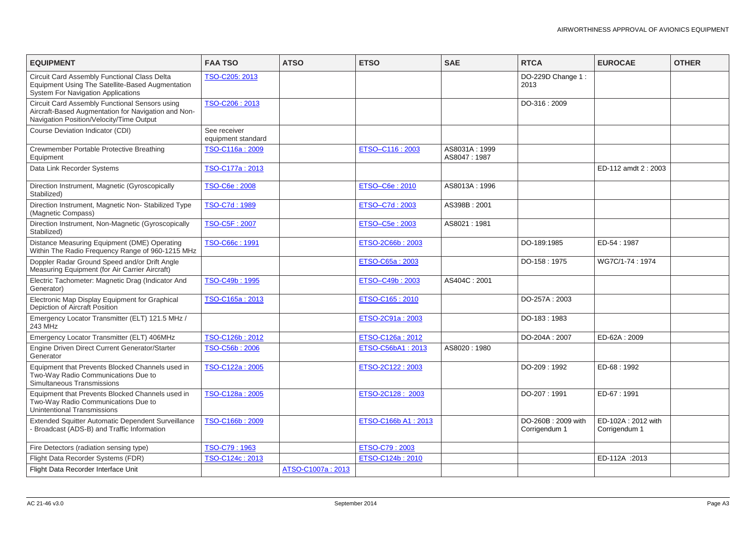| EQUIPMENT | FAA TSO | ATSO | ETSO | SAE | RTCA | EUROCAE | OTHER |
|---|---|---|---|---|---|---|---|
| Circuit Card Assembly Functional Class Delta Equipment Using The Satellite-Based Augmentation System For Navigation Applications | TSO-C205: 2013 | | | | DO-229D Change 1 : 2013 | | |
| Circuit Card Assembly Functional Sensors using Aircraft-Based Augmentation for Navigation and Non-Navigation Position/Velocity/Time Output | TSO-C206 : 2013 | | | | DO-316 : 2009 | | |
| Course Deviation Indicator (CDI) | See receiver equipment standard | | | | | | |
| Crewmember Portable Protective Breathing Equipment | TSO-C116a : 2009 | | ETSO–C116 : 2003 | AS8031A : 1999 AS8047 : 1987 | | | |
| Data Link Recorder Systems | TSO-C177a : 2013 | | | | | ED-112 amdt 2 : 2003 | |
| Direction Instrument, Magnetic (Gyroscopically Stabilized) | TSO-C6e : 2008 | | ETSO–C6e : 2010 | AS8013A : 1996 | | | |
| Direction Instrument, Magnetic Non- Stabilized Type (Magnetic Compass) | TSO-C7d : 1989 | | ETSO–C7d : 2003 | AS398B : 2001 | | | |
| Direction Instrument, Non-Magnetic (Gyroscopically Stabilized) | TSO-C5F : 2007 | | ETSO–C5e : 2003 | AS8021 : 1981 | | | |
| Distance Measuring Equipment (DME) Operating Within The Radio Frequency Range of 960-1215 MHz | TSO-C66c : 1991 | | ETSO-2C66b : 2003 | | DO-189:1985 | ED-54 : 1987 | |
| Doppler Radar Ground Speed and/or Drift Angle Measuring Equipment (for Air Carrier Aircraft) | | | ETSO-C65a : 2003 | | DO-158 : 1975 | WG7C/1-74 : 1974 | |
| Electric Tachometer: Magnetic Drag (Indicator And Generator) | TSO-C49b : 1995 | | ETSO–C49b : 2003 | AS404C : 2001 | | | |
| Electronic Map Display Equipment for Graphical Depiction of Aircraft Position | TSO-C165a : 2013 | | ETSO-C165 : 2010 | | DO-257A : 2003 | | |
| Emergency Locator Transmitter (ELT) 121.5 MHz / 243 MHz | | | ETSO-2C91a : 2003 | | DO-183 : 1983 | | |
| Emergency Locator Transmitter (ELT) 406MHz | TSO-C126b : 2012 | | ETSO-C126a : 2012 | | DO-204A : 2007 | ED-62A : 2009 | |
| Engine Driven Direct Current Generator/Starter Generator | TSO-C56b : 2006 | | ETSO-C56bA1 : 2013 | AS8020 : 1980 | | | |
| Equipment that Prevents Blocked Channels used in Two-Way Radio Communications Due to Simultaneous Transmissions | TSO-C122a : 2005 | | ETSO-2C122 : 2003 | | DO-209 : 1992 | ED-68 : 1992 | |
| Equipment that Prevents Blocked Channels used in Two-Way Radio Communications Due to Unintentional Transmissions | TSO-C128a : 2005 | | ETSO-2C128 : 2003 | | DO-207 : 1991 | ED-67 : 1991 | |
| Extended Squitter Automatic Dependent Surveillance - Broadcast (ADS-B) and Traffic Information | TSO-C166b : 2009 | | ETSO-C166b A1 : 2013 | | DO-260B : 2009 with Corrigendum 1 | ED-102A : 2012 with Corrigendum 1 | |
| Fire Detectors (radiation sensing type) | TSO-C79 : 1963 | | ETSO-C79 : 2003 | | | | |
| Flight Data Recorder Systems (FDR) | TSO-C124c : 2013 | | ETSO-C124b : 2010 | | | ED-112A :2013 | |
| Flight Data Recorder Interface Unit | | ATSO-C1007a : 2013 | | | | | |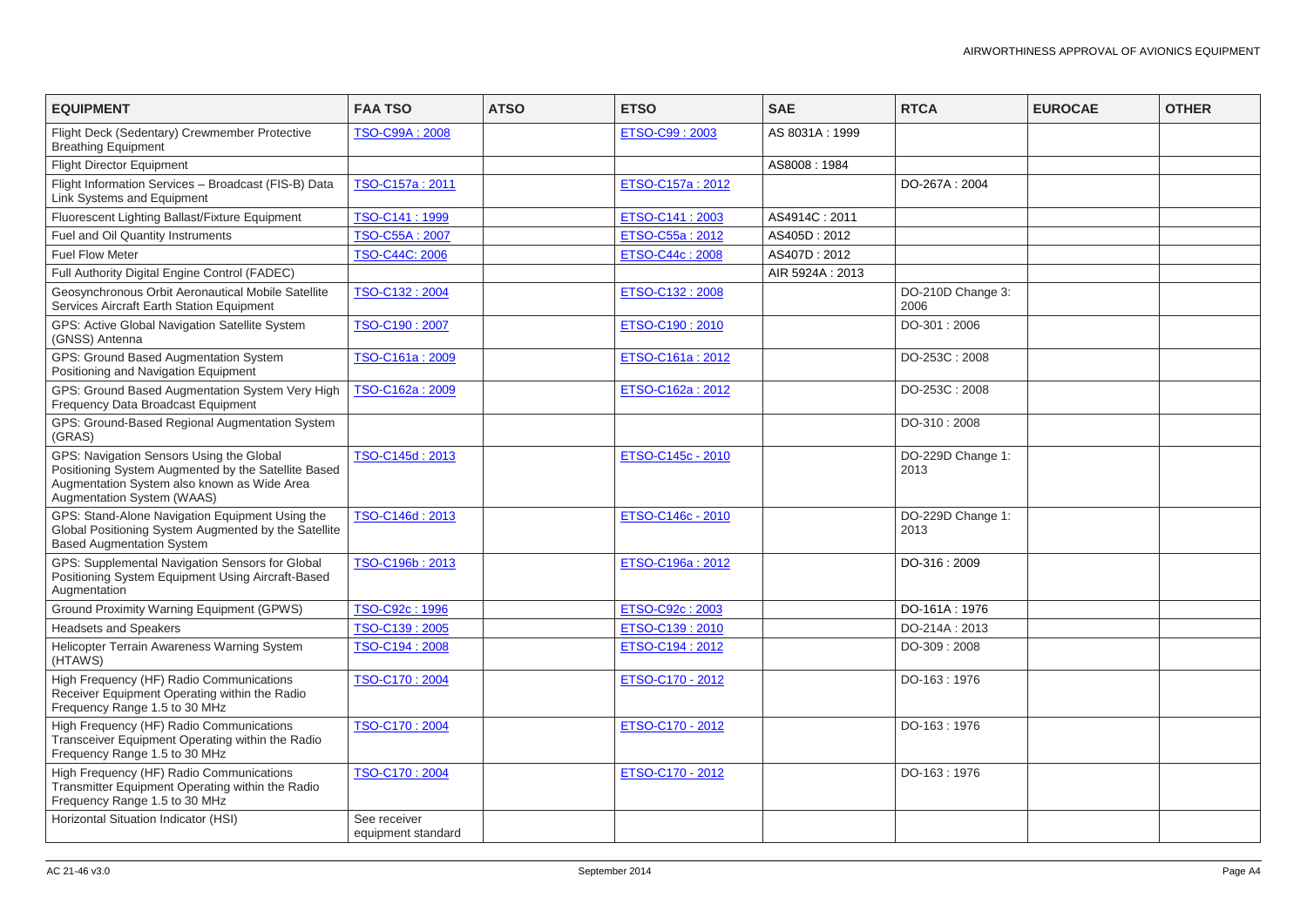| EQUIPMENT | FAA TSO | ATSO | ETSO | SAE | RTCA | EUROCAE | OTHER |
|---|---|---|---|---|---|---|---|
| Flight Deck (Sedentary) Crewmember Protective Breathing Equipment | TSO-C99A : 2008 | | ETSO-C99 : 2003 | AS 8031A : 1999 | | | |
| Flight Director Equipment | | | | AS8008 : 1984 | | | |
| Flight Information Services – Broadcast (FIS-B) Data Link Systems and Equipment | TSO-C157a : 2011 | | ETSO-C157a : 2012 | | DO-267A : 2004 | | |
| Fluorescent Lighting Ballast/Fixture Equipment | TSO-C141 : 1999 | | ETSO-C141 : 2003 | AS4914C : 2011 | | | |
| Fuel and Oil Quantity Instruments | TSO-C55A : 2007 | | ETSO-C55a : 2012 | AS405D : 2012 | | | |
| Fuel Flow Meter | TSO-C44C: 2006 | | ETSO-C44c : 2008 | AS407D : 2012 | | | |
| Full Authority Digital Engine Control (FADEC) | | | | AIR 5924A : 2013 | | | |
| Geosynchronous Orbit Aeronautical Mobile Satellite Services Aircraft Earth Station Equipment | TSO-C132 : 2004 | | ETSO-C132 : 2008 | | DO-210D Change 3: 2006 | | |
| GPS: Active Global Navigation Satellite System (GNSS) Antenna | TSO-C190 : 2007 | | ETSO-C190 : 2010 | | DO-301 : 2006 | | |
| GPS: Ground Based Augmentation System Positioning and Navigation Equipment | TSO-C161a : 2009 | | ETSO-C161a : 2012 | | DO-253C : 2008 | | |
| GPS: Ground Based Augmentation System Very High Frequency Data Broadcast Equipment | TSO-C162a : 2009 | | ETSO-C162a : 2012 | | DO-253C : 2008 | | |
| GPS: Ground-Based Regional Augmentation System (GRAS) | | | | | DO-310 : 2008 | | |
| GPS: Navigation Sensors Using the Global Positioning System Augmented by the Satellite Based Augmentation System also known as Wide Area Augmentation System (WAAS) | TSO-C145d : 2013 | | ETSO-C145c - 2010 | | DO-229D Change 1: 2013 | | |
| GPS: Stand-Alone Navigation Equipment Using the Global Positioning System Augmented by the Satellite Based Augmentation System | TSO-C146d : 2013 | | ETSO-C146c - 2010 | | DO-229D Change 1: 2013 | | |
| GPS: Supplemental Navigation Sensors for Global Positioning System Equipment Using Aircraft-Based Augmentation | TSO-C196b : 2013 | | ETSO-C196a : 2012 | | DO-316 : 2009 | | |
| Ground Proximity Warning Equipment (GPWS) | TSO-C92c : 1996 | | ETSO-C92c : 2003 | | DO-161A : 1976 | | |
| Headsets and Speakers | TSO-C139 : 2005 | | ETSO-C139 : 2010 | | DO-214A : 2013 | | |
| Helicopter Terrain Awareness Warning System (HTAWS) | TSO-C194 : 2008 | | ETSO-C194 : 2012 | | DO-309 : 2008 | | |
| High Frequency (HF) Radio Communications Receiver Equipment Operating within the Radio Frequency Range 1.5 to 30 MHz | TSO-C170 : 2004 | | ETSO-C170 - 2012 | | DO-163 : 1976 | | |
| High Frequency (HF) Radio Communications Transceiver Equipment Operating within the Radio Frequency Range 1.5 to 30 MHz | TSO-C170 : 2004 | | ETSO-C170 - 2012 | | DO-163 : 1976 | | |
| High Frequency (HF) Radio Communications Transmitter Equipment Operating within the Radio Frequency Range 1.5 to 30 MHz | TSO-C170 : 2004 | | ETSO-C170 - 2012 | | DO-163 : 1976 | | |
| Horizontal Situation Indicator (HSI) | See receiver equipment standard | | | | | | |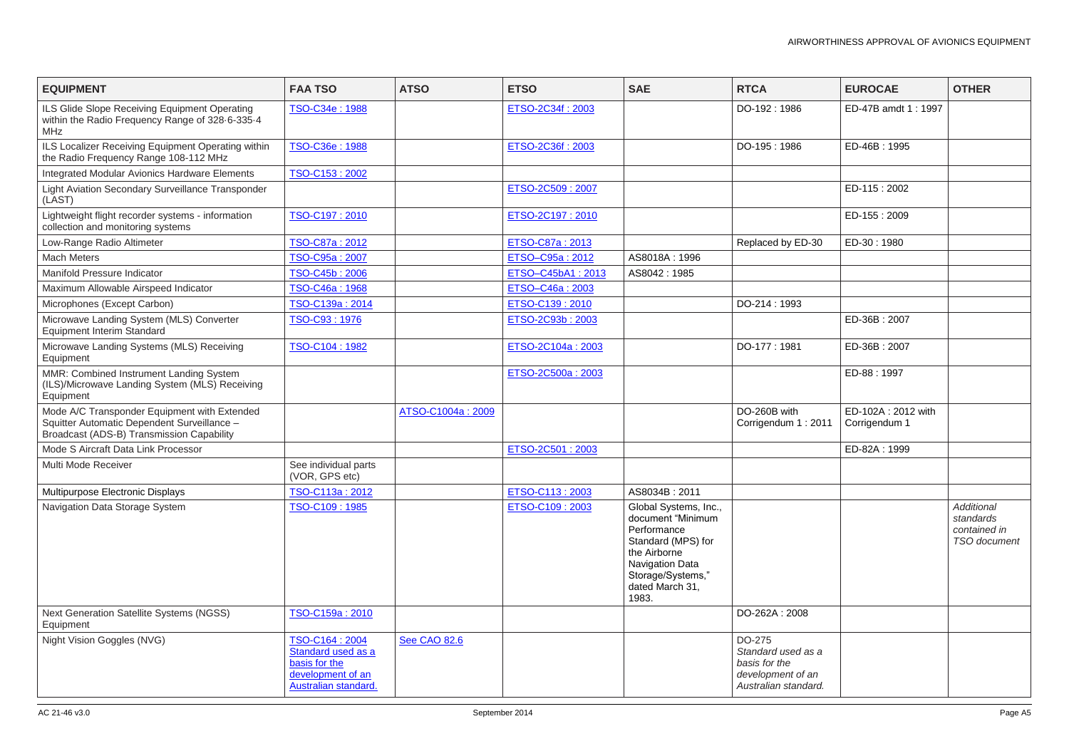| EQUIPMENT | FAA TSO | ATSO | ETSO | SAE | RTCA | EUROCAE | OTHER |
|---|---|---|---|---|---|---|---|
| ILS Glide Slope Receiving Equipment Operating within the Radio Frequency Range of 328·6-335·4 MHz | TSO-C34e : 1988 | | ETSO-2C34f : 2003 | | DO-192 : 1986 | ED-47B amdt 1 : 1997 | |
| ILS Localizer Receiving Equipment Operating within the Radio Frequency Range 108-112 MHz | TSO-C36e : 1988 | | ETSO-2C36f : 2003 | | DO-195 : 1986 | ED-46B : 1995 | |
| Integrated Modular Avionics Hardware Elements | TSO-C153 : 2002 | | | | | | |
| Light Aviation Secondary Surveillance Transponder (LAST) | | | ETSO-2C509 : 2007 | | | ED-115 : 2002 | |
| Lightweight flight recorder systems - information collection and monitoring systems | TSO-C197 : 2010 | | ETSO-2C197 : 2010 | | | ED-155 : 2009 | |
| Low-Range Radio Altimeter | TSO-C87a : 2012 | | ETSO-C87a : 2013 | | Replaced by ED-30 | ED-30 : 1980 | |
| Mach Meters | TSO-C95a : 2007 | | ETSO–C95a : 2012 | AS8018A : 1996 | | | |
| Manifold Pressure Indicator | TSO-C45b : 2006 | | ETSO–C45bA1 : 2013 | AS8042 : 1985 | | | |
| Maximum Allowable Airspeed Indicator | TSO-C46a : 1968 | | ETSO–C46a : 2003 | | | | |
| Microphones (Except Carbon) | TSO-C139a : 2014 | | ETSO-C139 : 2010 | | DO-214 : 1993 | | |
| Microwave Landing System (MLS) Converter Equipment Interim Standard | TSO-C93 : 1976 | | ETSO-2C93b : 2003 | | | ED-36B : 2007 | |
| Microwave Landing Systems (MLS) Receiving Equipment | TSO-C104 : 1982 | | ETSO-2C104a : 2003 | | DO-177 : 1981 | ED-36B : 2007 | |
| MMR: Combined Instrument Landing System (ILS)/Microwave Landing System (MLS) Receiving Equipment | | | ETSO-2C500a : 2003 | | | ED-88 : 1997 | |
| Mode A/C Transponder Equipment with Extended Squitter Automatic Dependent Surveillance – Broadcast (ADS-B) Transmission Capability | | ATSO-C1004a : 2009 | | | DO-260B with Corrigendum 1 : 2011 | ED-102A : 2012 with Corrigendum 1 | |
| Mode S Aircraft Data Link Processor | | | ETSO-2C501 : 2003 | | | ED-82A : 1999 | |
| Multi Mode Receiver | See individual parts (VOR, GPS etc) | | | | | | |
| Multipurpose Electronic Displays | TSO-C113a : 2012 | | ETSO-C113 : 2003 | AS8034B : 2011 | | | |
| Navigation Data Storage System | TSO-C109 : 1985 | | ETSO-C109 : 2003 | Global Systems, Inc., document "Minimum Performance Standard (MPS) for the Airborne Navigation Data Storage/Systems," dated March 31, 1983. | | | *Additional standards contained in TSO document* |
| Next Generation Satellite Systems (NGSS) Equipment | TSO-C159a : 2010 | | | | DO-262A : 2008 | | |
| Night Vision Goggles (NVG) | TSO-C164 : 2004 Standard used as a basis for the development of an Australian standard. | See CAO 82.6 | | | DO-275 *Standard used as a basis for the development of an Australian standard.* | | |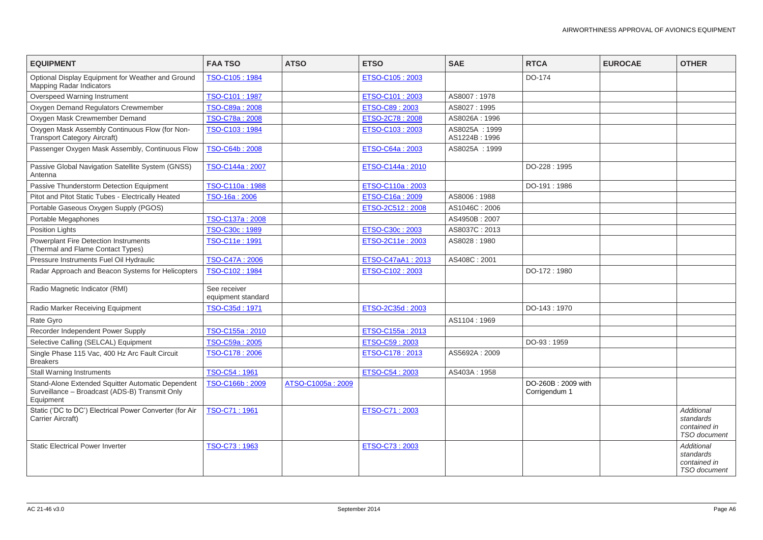| EQUIPMENT | FAA TSO | ATSO | ETSO | SAE | RTCA | EUROCAE | OTHER |
|---|---|---|---|---|---|---|---|
| Optional Display Equipment for Weather and Ground Mapping Radar Indicators | TSO-C105 : 1984 | | ETSO-C105 : 2003 | | DO-174 | | |
| Overspeed Warning Instrument | TSO-C101 : 1987 | | ETSO-C101 : 2003 | AS8007 : 1978 | | | |
| Oxygen Demand Regulators Crewmember | TSO-C89a : 2008 | | ETSO-C89 : 2003 | AS8027 : 1995 | | | |
| Oxygen Mask Crewmember Demand | TSO-C78a : 2008 | | ETSO-2C78 : 2008 | AS8026A : 1996 | | | |
| Oxygen Mask Assembly Continuous Flow (for Non-Transport Category Aircraft) | TSO-C103 : 1984 | | ETSO-C103 : 2003 | AS8025A : 1999 AS1224B : 1996 | | | |
| Passenger Oxygen Mask Assembly, Continuous Flow | TSO-C64b : 2008 | | ETSO-C64a : 2003 | AS8025A : 1999 | | | |
| Passive Global Navigation Satellite System (GNSS) Antenna | TSO-C144a : 2007 | | ETSO-C144a : 2010 | | DO-228 : 1995 | | |
| Passive Thunderstorm Detection Equipment | TSO-C110a : 1988 | | ETSO-C110a : 2003 | | DO-191 : 1986 | | |
| Pitot and Pitot Static Tubes - Electrically Heated | TSO-16a : 2006 | | ETSO-C16a : 2009 | AS8006 : 1988 | | | |
| Portable Gaseous Oxygen Supply (PGOS) | | | ETSO-2C512 : 2008 | AS1046C : 2006 | | | |
| Portable Megaphones | TSO-C137a : 2008 | | | AS4950B : 2007 | | | |
| Position Lights | TSO-C30c : 1989 | | ETSO-C30c : 2003 | AS8037C : 2013 | | | |
| Powerplant Fire Detection Instruments (Thermal and Flame Contact Types) | TSO-C11e : 1991 | | ETSO-2C11e : 2003 | AS8028 : 1980 | | | |
| Pressure Instruments Fuel Oil Hydraulic | TSO-C47A : 2006 | | ETSO-C47aA1 : 2013 | AS408C : 2001 | | | |
| Radar Approach and Beacon Systems for Helicopters | TSO-C102 : 1984 | | ETSO-C102 : 2003 | | DO-172 : 1980 | | |
| Radio Magnetic Indicator (RMI) | See receiver equipment standard | | | | | | |
| Radio Marker Receiving Equipment | TSO-C35d : 1971 | | ETSO-2C35d : 2003 | | DO-143 : 1970 | | |
| Rate Gyro | | | | AS1104 : 1969 | | | |
| Recorder Independent Power Supply | TSO-C155a : 2010 | | ETSO-C155a : 2013 | | | | |
| Selective Calling (SELCAL) Equipment | TSO-C59a : 2005 | | ETSO-C59 : 2003 | | DO-93 : 1959 | | |
| Single Phase 115 Vac, 400 Hz Arc Fault Circuit Breakers | TSO-C178 : 2006 | | ETSO-C178 : 2013 | AS5692A : 2009 | | | |
| Stall Warning Instruments | TSO-C54 : 1961 | | ETSO-C54 : 2003 | AS403A : 1958 | | | |
| Stand-Alone Extended Squitter Automatic Dependent Surveillance – Broadcast (ADS-B) Transmit Only Equipment | TSO-C166b : 2009 | ATSO-C1005a : 2009 | | | DO-260B : 2009 with Corrigendum 1 | | |
| Static ('DC to DC') Electrical Power Converter (for Air Carrier Aircraft) | TSO-C71 : 1961 | | ETSO-C71 : 2003 | | | | *Additional standards contained in TSO document* |
| Static Electrical Power Inverter | TSO-C73 : 1963 | | ETSO-C73 : 2003 | | | | *Additional standards contained in TSO document* |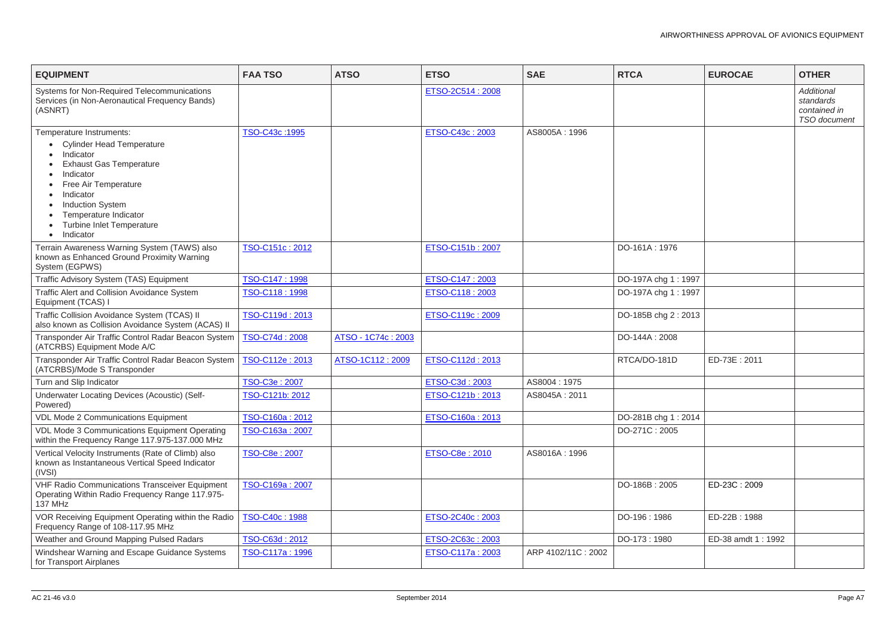| EQUIPMENT | FAA TSO | ATSO | ETSO | SAE | RTCA | EUROCAE | OTHER |
|---|---|---|---|---|---|---|---|
| Systems for Non-Required Telecommunications Services (in Non-Aeronautical Frequency Bands) (ASNRT) | | | ETSO-2C514 : 2008 | | | | *Additional standards contained in TSO document* |
| Temperature Instruments:<br>• Cylinder Head Temperature<br>• Indicator<br>• Exhaust Gas Temperature<br>• Indicator<br>• Free Air Temperature<br>• Indicator<br>• Induction System<br>• Temperature Indicator<br>• Turbine Inlet Temperature<br>• Indicator | TSO-C43c :1995 | | ETSO-C43c : 2003 | AS8005A : 1996 | | | |
| Terrain Awareness Warning System (TAWS) also known as Enhanced Ground Proximity Warning System (EGPWS) | TSO-C151c : 2012 | | ETSO-C151b : 2007 | | DO-161A : 1976 | | |
| Traffic Advisory System (TAS) Equipment | TSO-C147 : 1998 | | ETSO-C147 : 2003 | | DO-197A chg 1 : 1997 | | |
| Traffic Alert and Collision Avoidance System Equipment (TCAS) I | TSO-C118 : 1998 | | ETSO-C118 : 2003 | | DO-197A chg 1 : 1997 | | |
| Traffic Collision Avoidance System (TCAS) II also known as Collision Avoidance System (ACAS) II | TSO-C119d : 2013 | | ETSO-C119c : 2009 | | DO-185B chg 2 : 2013 | | |
| Transponder Air Traffic Control Radar Beacon System (ATCRBS) Equipment Mode A/C | TSO-C74d : 2008 | ATSO - 1C74c : 2003 | | | DO-144A : 2008 | | |
| Transponder Air Traffic Control Radar Beacon System (ATCRBS)/Mode S Transponder | TSO-C112e : 2013 | ATSO-1C112 : 2009 | ETSO-C112d : 2013 | | RTCA/DO-181D | ED-73E : 2011 | |
| Turn and Slip Indicator | TSO-C3e : 2007 | | ETSO-C3d : 2003 | AS8004 : 1975 | | | |
| Underwater Locating Devices (Acoustic) (Self-Powered) | TSO-C121b: 2012 | | ETSO-C121b : 2013 | AS8045A : 2011 | | | |
| VDL Mode 2 Communications Equipment | TSO-C160a : 2012 | | ETSO-C160a : 2013 | | DO-281B chg 1 : 2014 | | |
| VDL Mode 3 Communications Equipment Operating within the Frequency Range 117.975-137.000 MHz | TSO-C163a : 2007 | | | | DO-271C : 2005 | | |
| Vertical Velocity Instruments (Rate of Climb) also known as Instantaneous Vertical Speed Indicator (IVSI) | TSO-C8e : 2007 | | ETSO-C8e : 2010 | AS8016A : 1996 | | | |
| VHF Radio Communications Transceiver Equipment Operating Within Radio Frequency Range 117.975-137 MHz | TSO-C169a : 2007 | | | | DO-186B : 2005 | ED-23C : 2009 | |
| VOR Receiving Equipment Operating within the Radio Frequency Range of 108-117.95 MHz | TSO-C40c : 1988 | | ETSO-2C40c : 2003 | | DO-196 : 1986 | ED-22B : 1988 | |
| Weather and Ground Mapping Pulsed Radars | TSO-C63d : 2012 | | ETSO-2C63c : 2003 | | DO-173 : 1980 | ED-38 amdt 1 : 1992 | |
| Windshear Warning and Escape Guidance Systems for Transport Airplanes | TSO-C117a : 1996 | | ETSO-C117a : 2003 | ARP 4102/11C : 2002 | | | |